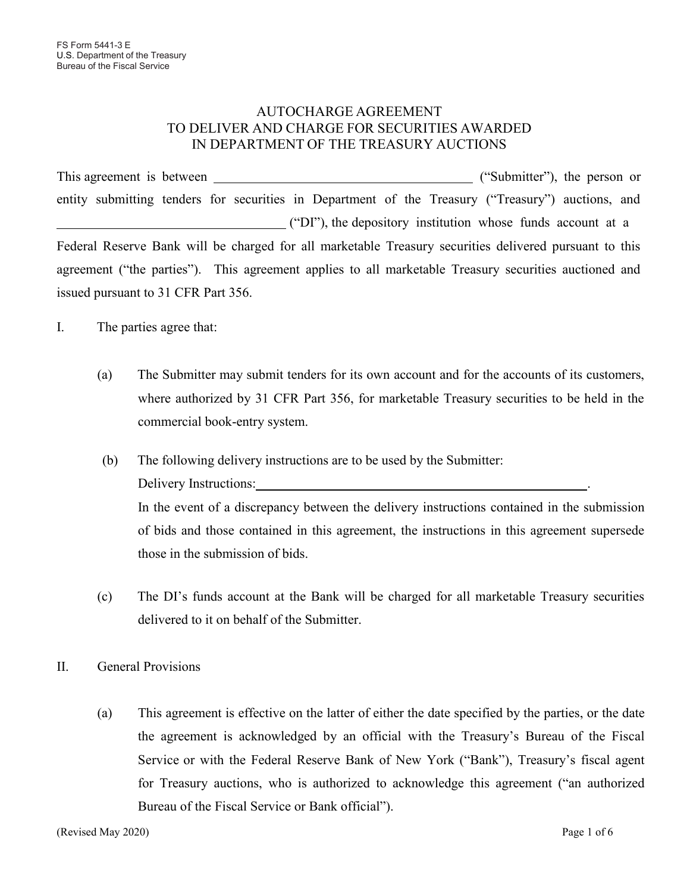FS Form 5441-3 E
U.S. Department of the Treasury
Bureau of the Fiscal Service

# AUTOCHARGE AGREEMENT
# TO DELIVER AND CHARGE FOR SECURITIES AWARDED
# IN DEPARTMENT OF THE TREASURY AUCTIONS

This agreement is between ______________________________________ ("Submitter"), the person or entity submitting tenders for securities in Department of the Treasury ("Treasury") auctions, and __________________________________ ("DI"), the depository institution whose funds account at a Federal Reserve Bank will be charged for all marketable Treasury securities delivered pursuant to this agreement ("the parties"). This agreement applies to all marketable Treasury securities auctioned and issued pursuant to 31 CFR Part 356.

I. The parties agree that:

(a) The Submitter may submit tenders for its own account and for the accounts of its customers, where authorized by 31 CFR Part 356, for marketable Treasury securities to be held in the commercial book-entry system.

(b) The following delivery instructions are to be used by the Submitter:
Delivery Instructions:______________________________________________________.
In the event of a discrepancy between the delivery instructions contained in the submission of bids and those contained in this agreement, the instructions in this agreement supersede those in the submission of bids.

(c) The DI's funds account at the Bank will be charged for all marketable Treasury securities delivered to it on behalf of the Submitter.

II. General Provisions

(a) This agreement is effective on the latter of either the date specified by the parties, or the date the agreement is acknowledged by an official with the Treasury's Bureau of the Fiscal Service or with the Federal Reserve Bank of New York ("Bank"), Treasury's fiscal agent for Treasury auctions, who is authorized to acknowledge this agreement ("an authorized Bureau of the Fiscal Service or Bank official").

(Revised May 2020)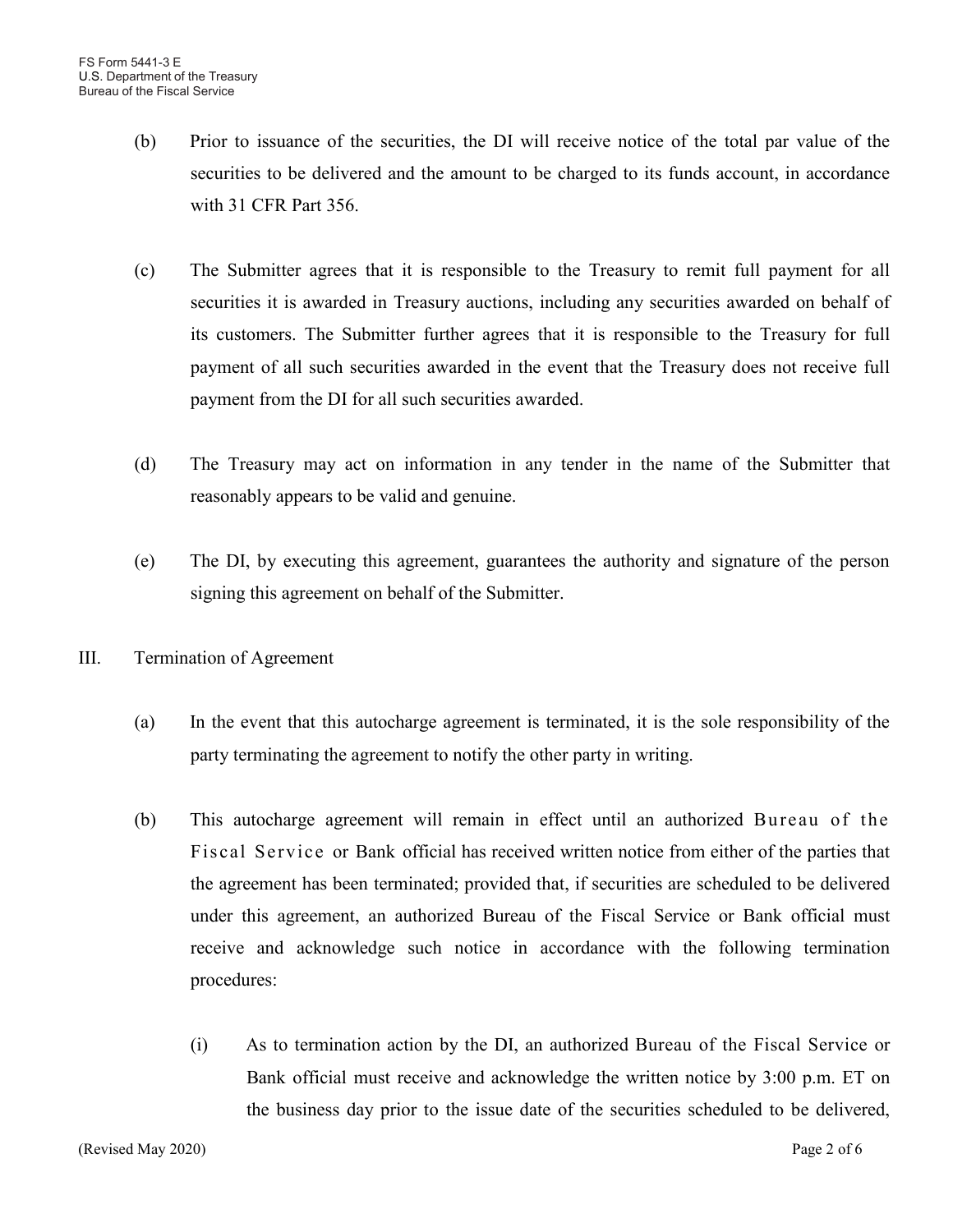(b) Prior to issuance of the securities, the DI will receive notice of the total par value of the securities to be delivered and the amount to be charged to its funds account, in accordance with 31 CFR Part 356.

(c) The Submitter agrees that it is responsible to the Treasury to remit full payment for all securities it is awarded in Treasury auctions, including any securities awarded on behalf of its customers. The Submitter further agrees that it is responsible to the Treasury for full payment of all such securities awarded in the event that the Treasury does not receive full payment from the DI for all such securities awarded.

(d) The Treasury may act on information in any tender in the name of the Submitter that reasonably appears to be valid and genuine.

(e) The DI, by executing this agreement, guarantees the authority and signature of the person signing this agreement on behalf of the Submitter.

III. Termination of Agreement

(a) In the event that this autocharge agreement is terminated, it is the sole responsibility of the party terminating the agreement to notify the other party in writing.

(b) This autocharge agreement will remain in effect until an authorized Bureau of the Fiscal Service or Bank official has received written notice from either of the parties that the agreement has been terminated; provided that, if securities are scheduled to be delivered under this agreement, an authorized Bureau of the Fiscal Service or Bank official must receive and acknowledge such notice in accordance with the following termination procedures:

(i) As to termination action by the DI, an authorized Bureau of the Fiscal Service or Bank official must receive and acknowledge the written notice by 3:00 p.m. ET on the business day prior to the issue date of the securities scheduled to be delivered,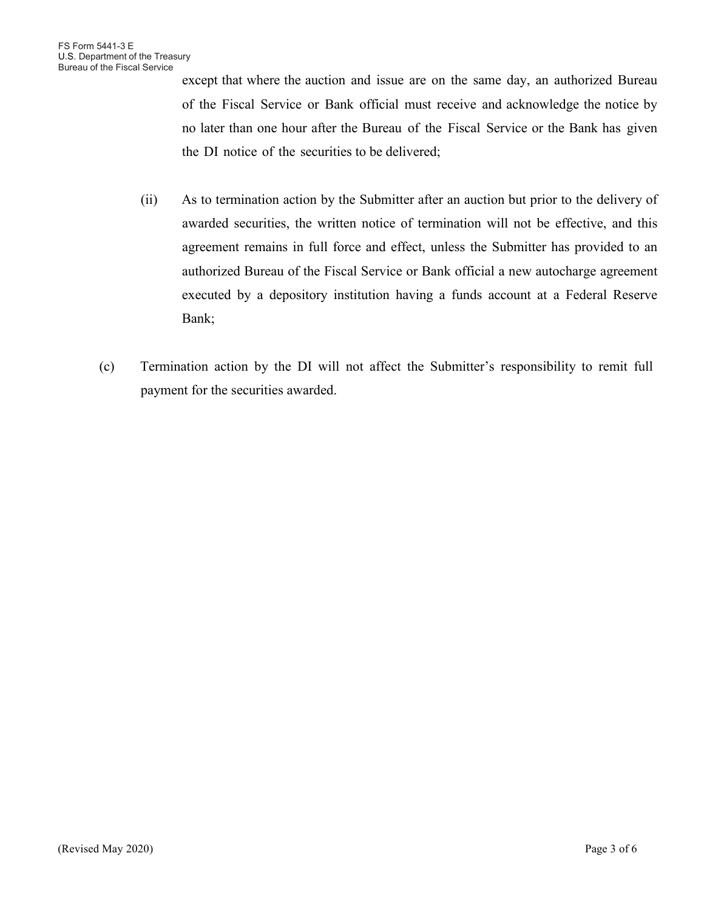except that where the auction and issue are on the same day, an authorized Bureau of the Fiscal Service or Bank official must receive and acknowledge the notice by no later than one hour after the Bureau of the Fiscal Service or the Bank has given the DI notice of the securities to be delivered;

(ii) As to termination action by the Submitter after an auction but prior to the delivery of awarded securities, the written notice of termination will not be effective, and this agreement remains in full force and effect, unless the Submitter has provided to an authorized Bureau of the Fiscal Service or Bank official a new autocharge agreement executed by a depository institution having a funds account at a Federal Reserve Bank;

(c) Termination action by the DI will not affect the Submitter's responsibility to remit full payment for the securities awarded.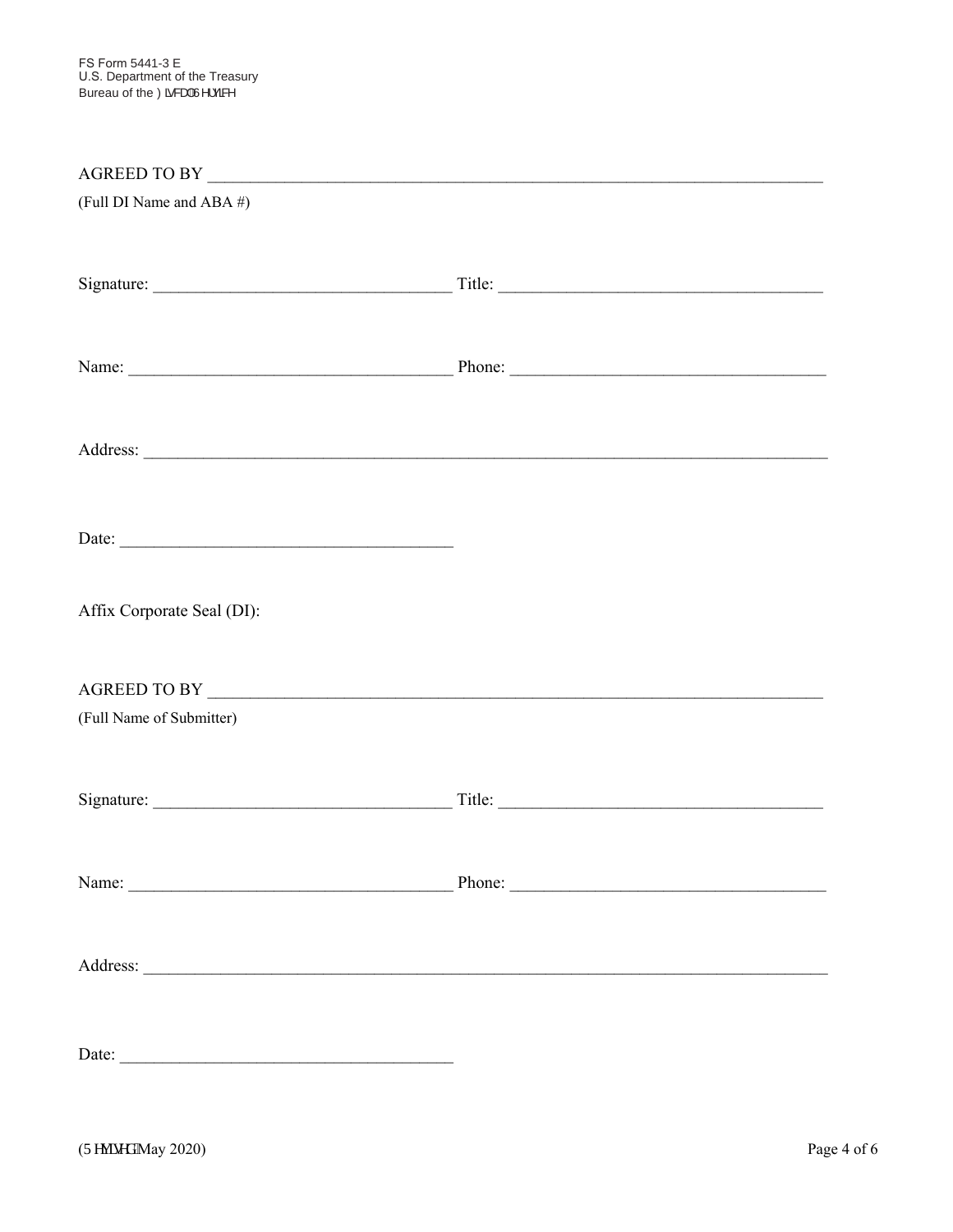AGREED TO BY ___________________________________________________________________________

(Full DI Name and ABA #)

Signature: ___________________________________ Title: ______________________________________

Name: _______________________________________ Phone: _____________________________________

Address: _____________________________________________________________________________________

Date: ________________________________________

Affix Corporate Seal (DI):

AGREED TO BY ___________________________________________________________________________

(Full Name of Submitter)

Signature: ___________________________________ Title: ______________________________________

Name: _______________________________________ Phone: _____________________________________

Address: _____________________________________________________________________________________

Date: ________________________________________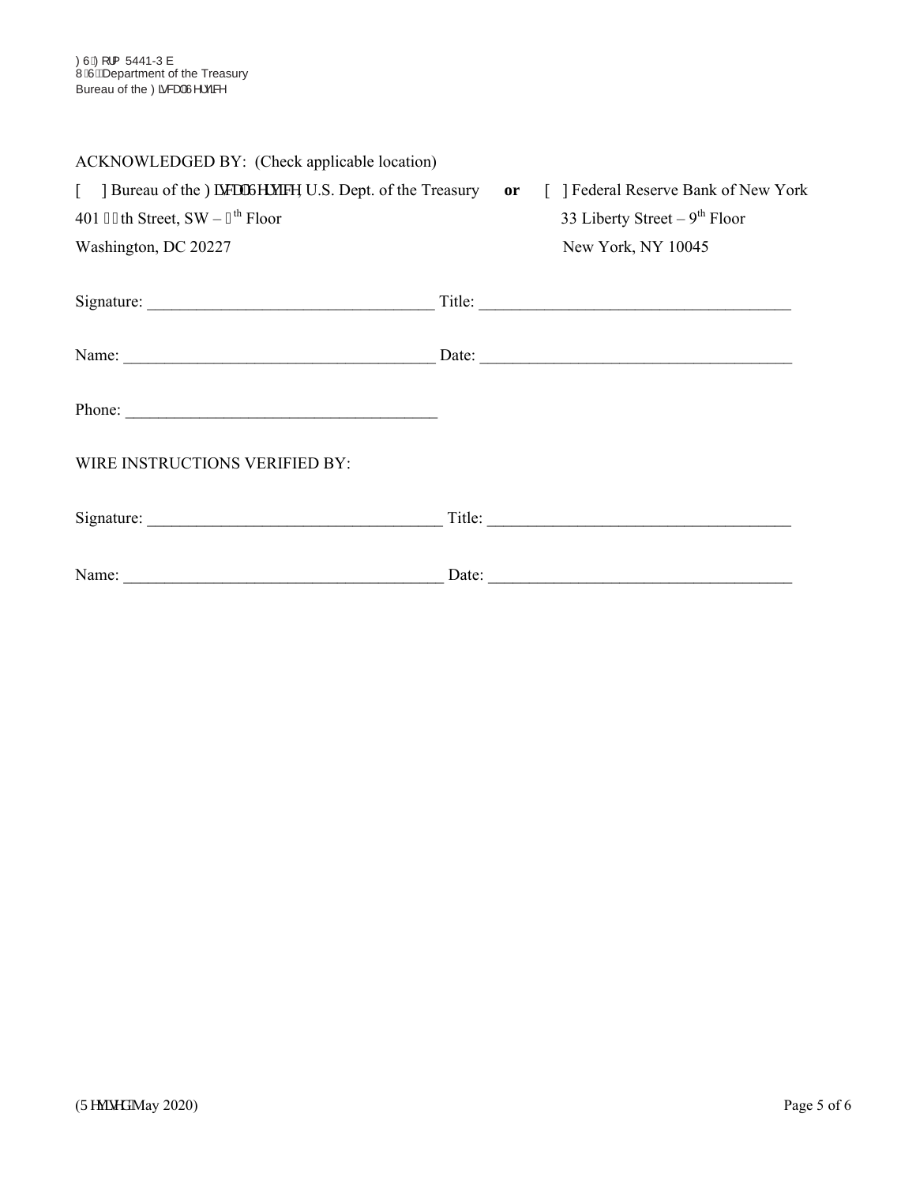ACKNOWLEDGED BY: (Check applicable location)

[ ] Bureau of the Fiscal Service, U.S. Dept. of the Treasury
401 14th Street, SW – th Floor
Washington, DC 20227

**or**

[ ] Federal Reserve Bank of New York
33 Liberty Street – 9th Floor
New York, NY 10045

Signature: ___________________________________ Title: ______________________________________

Name: ______________________________________ Date: ______________________________________

Phone: ______________________________________

WIRE INSTRUCTIONS VERIFIED BY:

Signature: ___________________________________ Title: ______________________________________

Name: ______________________________________ Date: ______________________________________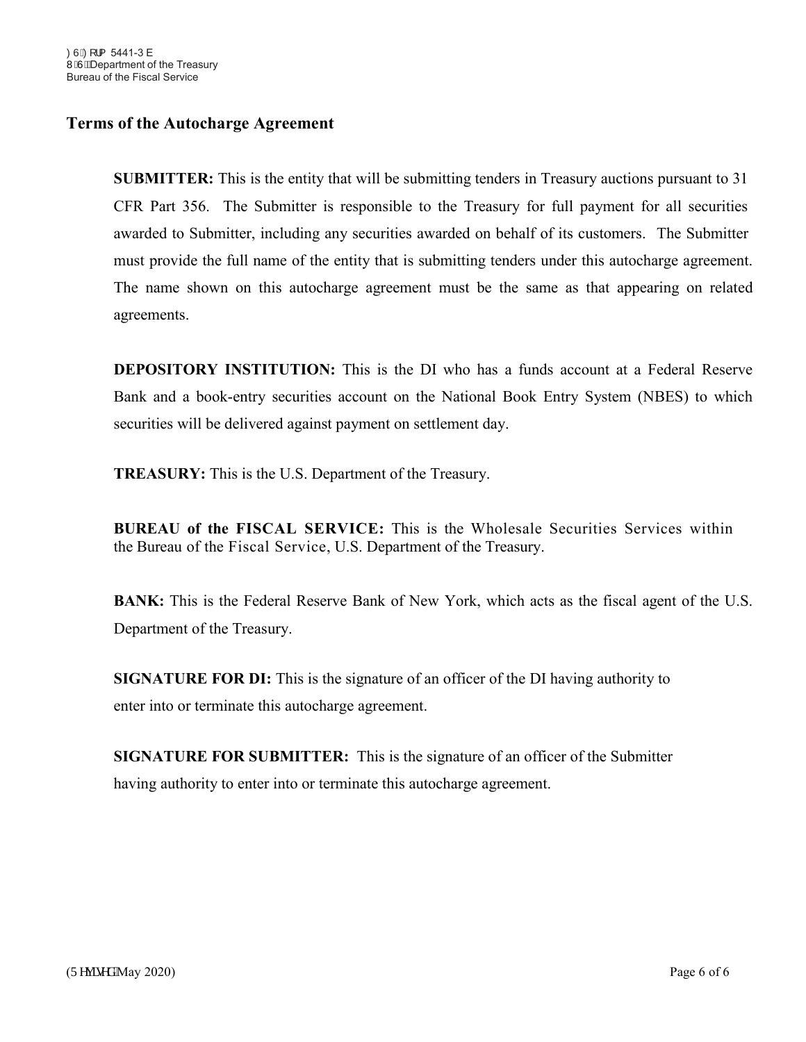## Terms of the Autocharge Agreement

**SUBMITTER:** This is the entity that will be submitting tenders in Treasury auctions pursuant to 31 CFR Part 356. The Submitter is responsible to the Treasury for full payment for all securities awarded to Submitter, including any securities awarded on behalf of its customers. The Submitter must provide the full name of the entity that is submitting tenders under this autocharge agreement. The name shown on this autocharge agreement must be the same as that appearing on related agreements.

**DEPOSITORY INSTITUTION:** This is the DI who has a funds account at a Federal Reserve Bank and a book-entry securities account on the National Book Entry System (NBES) to which securities will be delivered against payment on settlement day.

**TREASURY:** This is the U.S. Department of the Treasury.

**BUREAU of the FISCAL SERVICE:** This is the Wholesale Securities Services within the Bureau of the Fiscal Service, U.S. Department of the Treasury.

**BANK:** This is the Federal Reserve Bank of New York, which acts as the fiscal agent of the U.S. Department of the Treasury.

**SIGNATURE FOR DI:** This is the signature of an officer of the DI having authority to enter into or terminate this autocharge agreement.

**SIGNATURE FOR SUBMITTER:** This is the signature of an officer of the Submitter having authority to enter into or terminate this autocharge agreement.